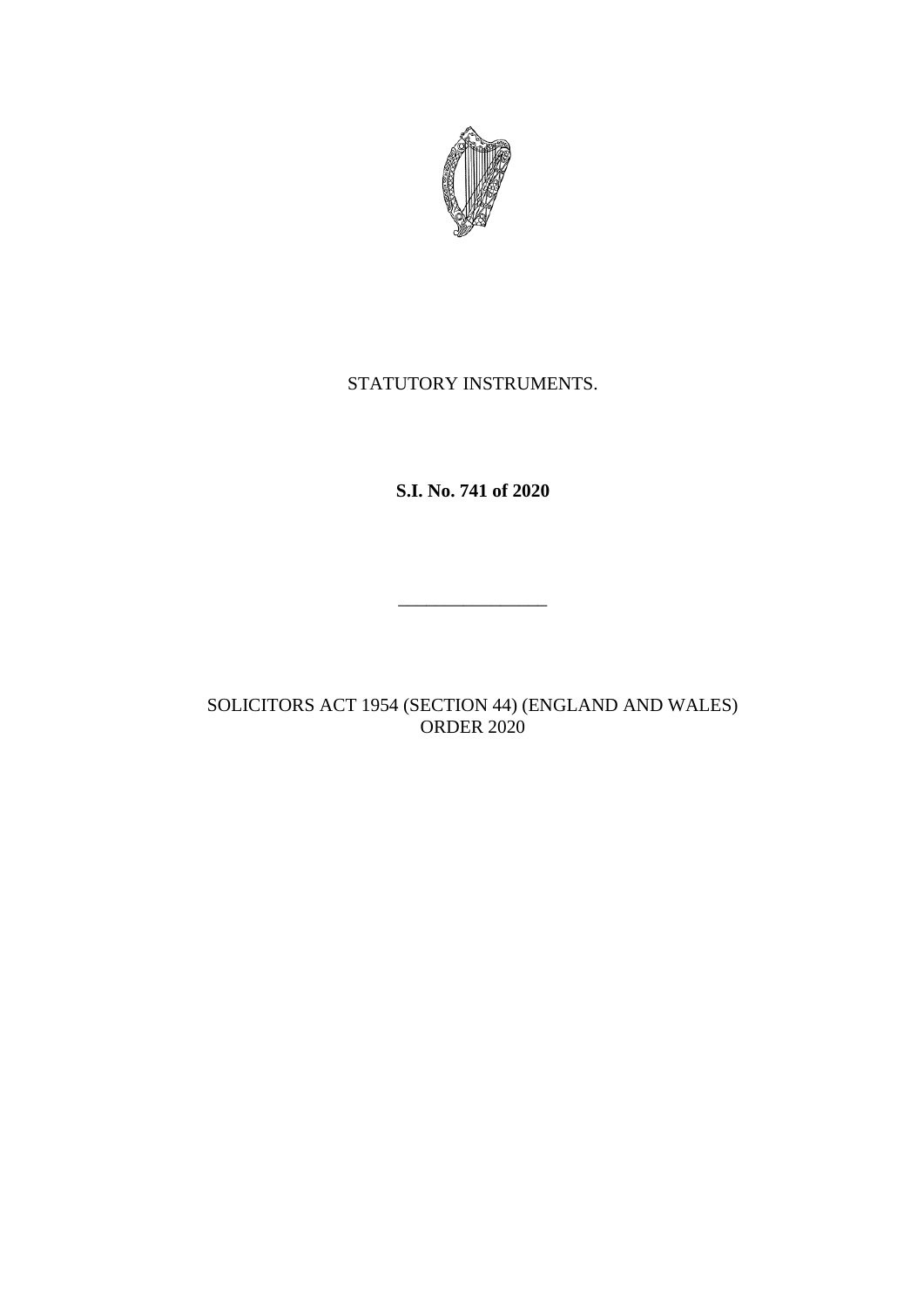STATUTORY INSTRUMENTS.

**S.I. No. 741 of 2020**

---

SOLICITORS ACT 1954 (SECTION 44) (ENGLAND AND WALES) ORDER 2020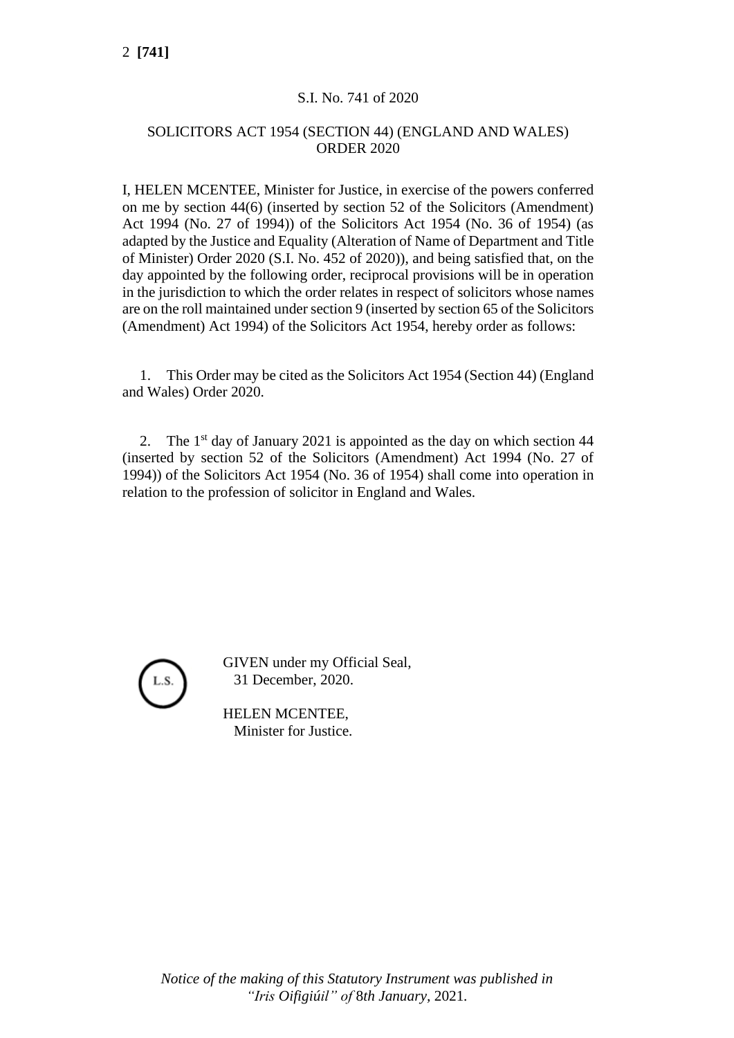S.I. No. 741 of 2020

SOLICITORS ACT 1954 (SECTION 44) (ENGLAND AND WALES) ORDER 2020

I, HELEN MCENTEE, Minister for Justice, in exercise of the powers conferred on me by section 44(6) (inserted by section 52 of the Solicitors (Amendment) Act 1994 (No. 27 of 1994)) of the Solicitors Act 1954 (No. 36 of 1954) (as adapted by the Justice and Equality (Alteration of Name of Department and Title of Minister) Order 2020 (S.I. No. 452 of 2020)), and being satisfied that, on the day appointed by the following order, reciprocal provisions will be in operation in the jurisdiction to which the order relates in respect of solicitors whose names are on the roll maintained under section 9 (inserted by section 65 of the Solicitors (Amendment) Act 1994) of the Solicitors Act 1954, hereby order as follows:

1. This Order may be cited as the Solicitors Act 1954 (Section 44) (England and Wales) Order 2020.

2. The 1st day of January 2021 is appointed as the day on which section 44 (inserted by section 52 of the Solicitors (Amendment) Act 1994 (No. 27 of 1994)) of the Solicitors Act 1954 (No. 36 of 1954) shall come into operation in relation to the profession of solicitor in England and Wales.

L.S.

GIVEN under my Official Seal,
31 December, 2020.

HELEN MCENTEE,
Minister for Justice.

*Notice of the making of this Statutory Instrument was published in "Iris Oifigiúil" of 8th January, 2021.*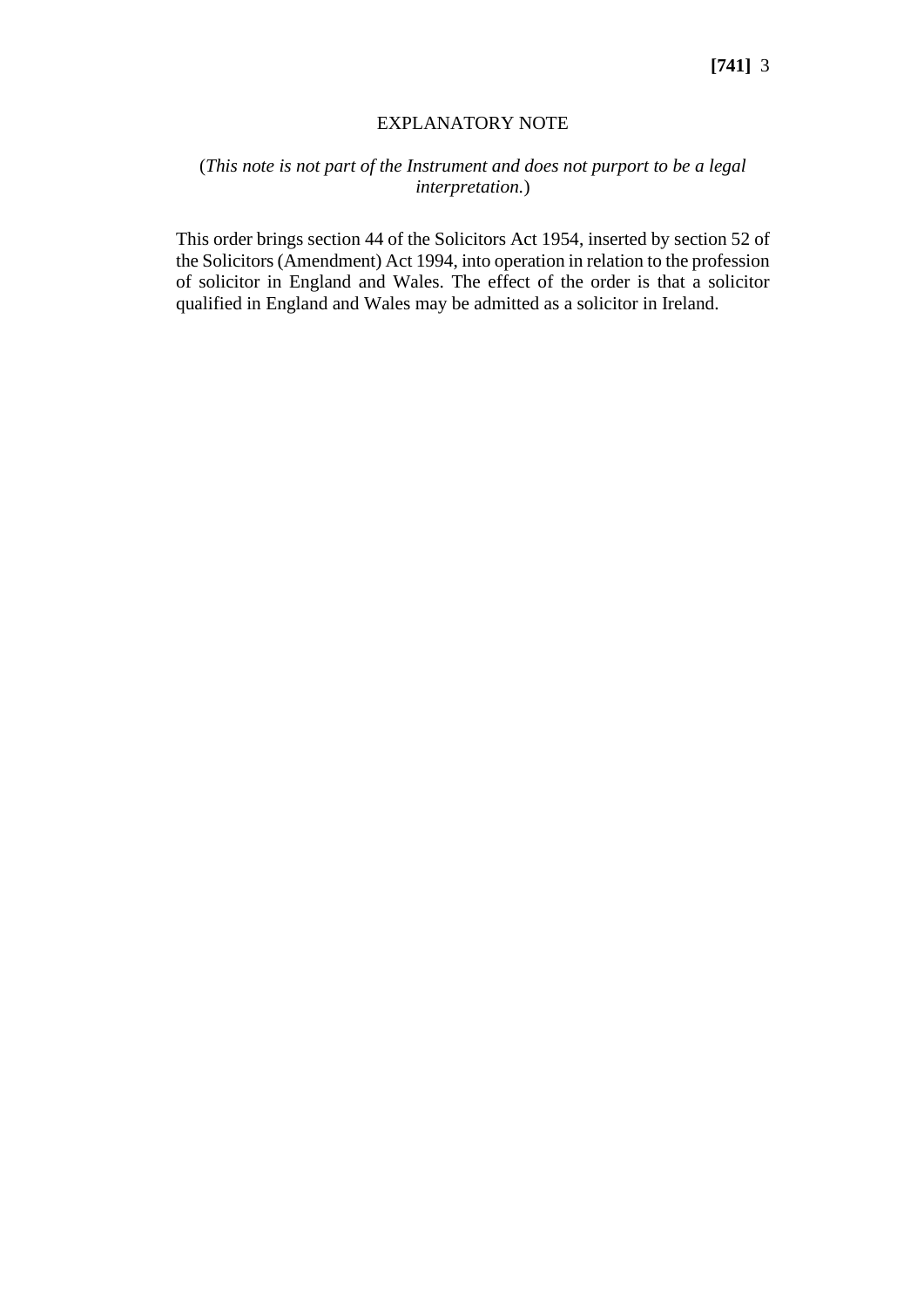## EXPLANATORY NOTE

(*This note is not part of the Instrument and does not purport to be a legal interpretation.*)

This order brings section 44 of the Solicitors Act 1954, inserted by section 52 of the Solicitors (Amendment) Act 1994, into operation in relation to the profession of solicitor in England and Wales. The effect of the order is that a solicitor qualified in England and Wales may be admitted as a solicitor in Ireland.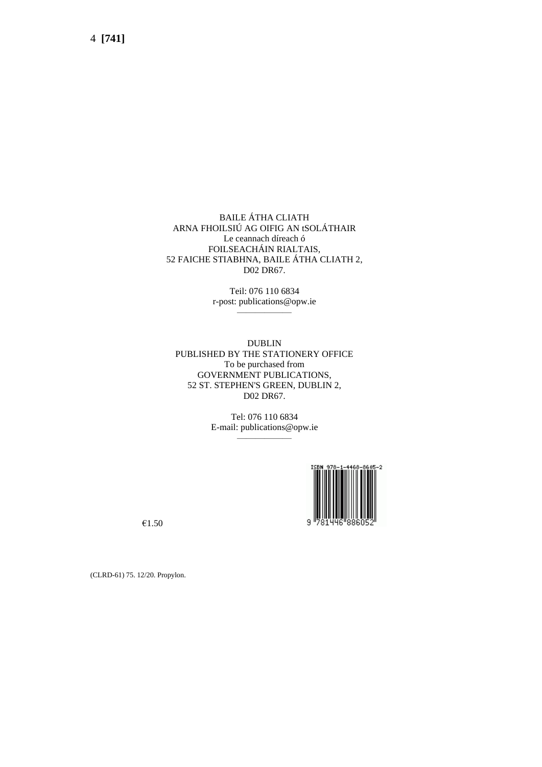**[741]**

BAILE ÁTHA CLIATH
ARNA FHOILSIÚ AG OIFIG AN tSOLÁTHAIR
Le ceannach díreach ó
FOILSEACHÁIN RIALTAIS,
52 FAICHE STIABHNA, BAILE ÁTHA CLIATH 2,
D02 DR67.

Teil: 076 110 6834
r-post: publications@opw.ie

---

DUBLIN
PUBLISHED BY THE STATIONERY OFFICE
To be purchased from
GOVERNMENT PUBLICATIONS,
52 ST. STEPHEN'S GREEN, DUBLIN 2,
D02 DR67.

Tel: 076 110 6834
E-mail: publications@opw.ie

---

ISBN 978-1-4468-8605-2

9 781446 886052

€1.50

(CLRD-61) 75. 12/20. Propylon.